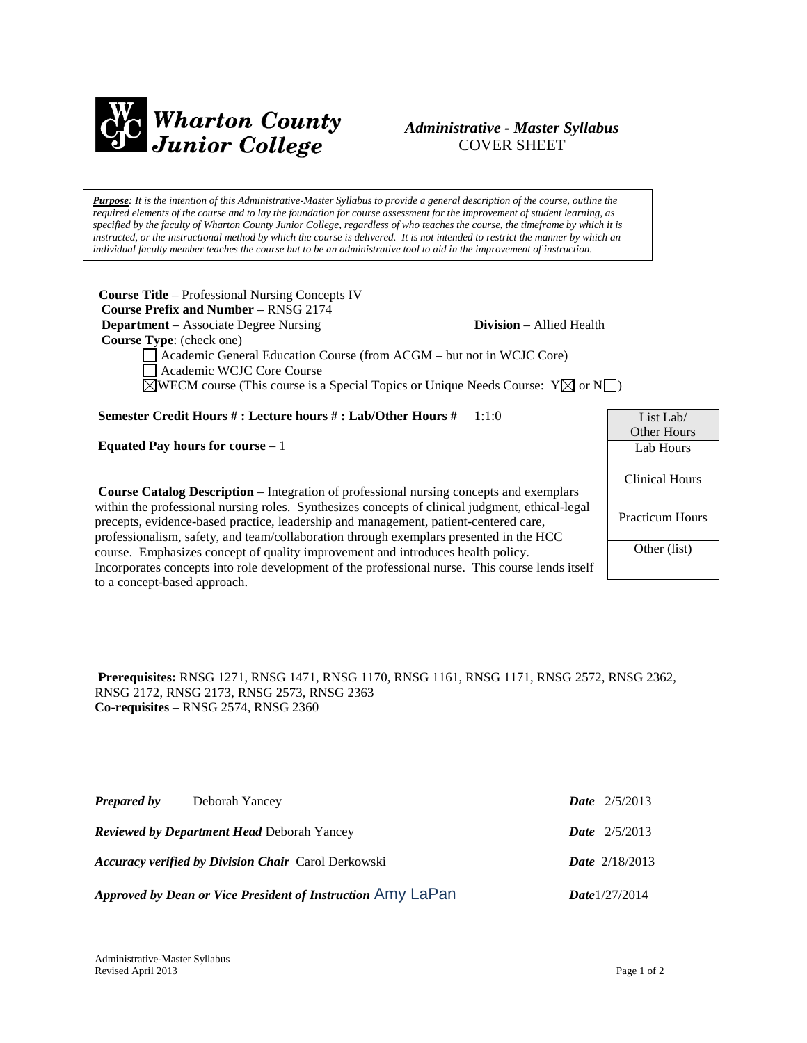# Wharton County Junior College

*Administrative - Master Syllabus*
COVER SHEET

***Purpose****: It is the intention of this Administrative-Master Syllabus to provide a general description of the course, outline the required elements of the course and to lay the foundation for course assessment for the improvement of student learning, as specified by the faculty of Wharton County Junior College, regardless of who teaches the course, the timeframe by which it is instructed, or the instructional method by which the course is delivered. It is not intended to restrict the manner by which an individual faculty member teaches the course but to be an administrative tool to aid in the improvement of instruction.*

**Course Title** – Professional Nursing Concepts IV
**Course Prefix and Number** – RNSG 2174
**Department** – Associate Degree Nursing **Division** – Allied Health
**Course Type**: (check one)

☐ Academic General Education Course (from ACGM – but not in WCJC Core)
☐ Academic WCJC Core Course
☒ WECM course (This course is a Special Topics or Unique Needs Course: Y☒ or N☐)

**Semester Credit Hours # : Lecture hours # : Lab/Other Hours #** 1:1:0

**Equated Pay hours for course** – 1

| List Lab/ Other Hours |
|---|
| Lab Hours |
| Clinical Hours |
| Practicum Hours |
| Other (list) |

**Course Catalog Description** – Integration of professional nursing concepts and exemplars within the professional nursing roles. Synthesizes concepts of clinical judgment, ethical-legal precepts, evidence-based practice, leadership and management, patient-centered care, professionalism, safety, and team/collaboration through exemplars presented in the HCC course. Emphasizes concept of quality improvement and introduces health policy. Incorporates concepts into role development of the professional nurse. This course lends itself to a concept-based approach.

**Prerequisites:** RNSG 1271, RNSG 1471, RNSG 1170, RNSG 1161, RNSG 1171, RNSG 2572, RNSG 2362, RNSG 2172, RNSG 2173, RNSG 2573, RNSG 2363
**Co-requisites** – RNSG 2574, RNSG 2360

***Prepared by*** Deborah Yancey ***Date*** 2/5/2013

***Reviewed by Department Head*** Deborah Yancey ***Date*** 2/5/2013

***Accuracy verified by Division Chair*** Carol Derkowski ***Date*** 2/18/2013

***Approved by Dean or Vice President of Instruction*** Amy LaPan ***Date*** 1/27/2014

Administrative-Master Syllabus
Revised April 2013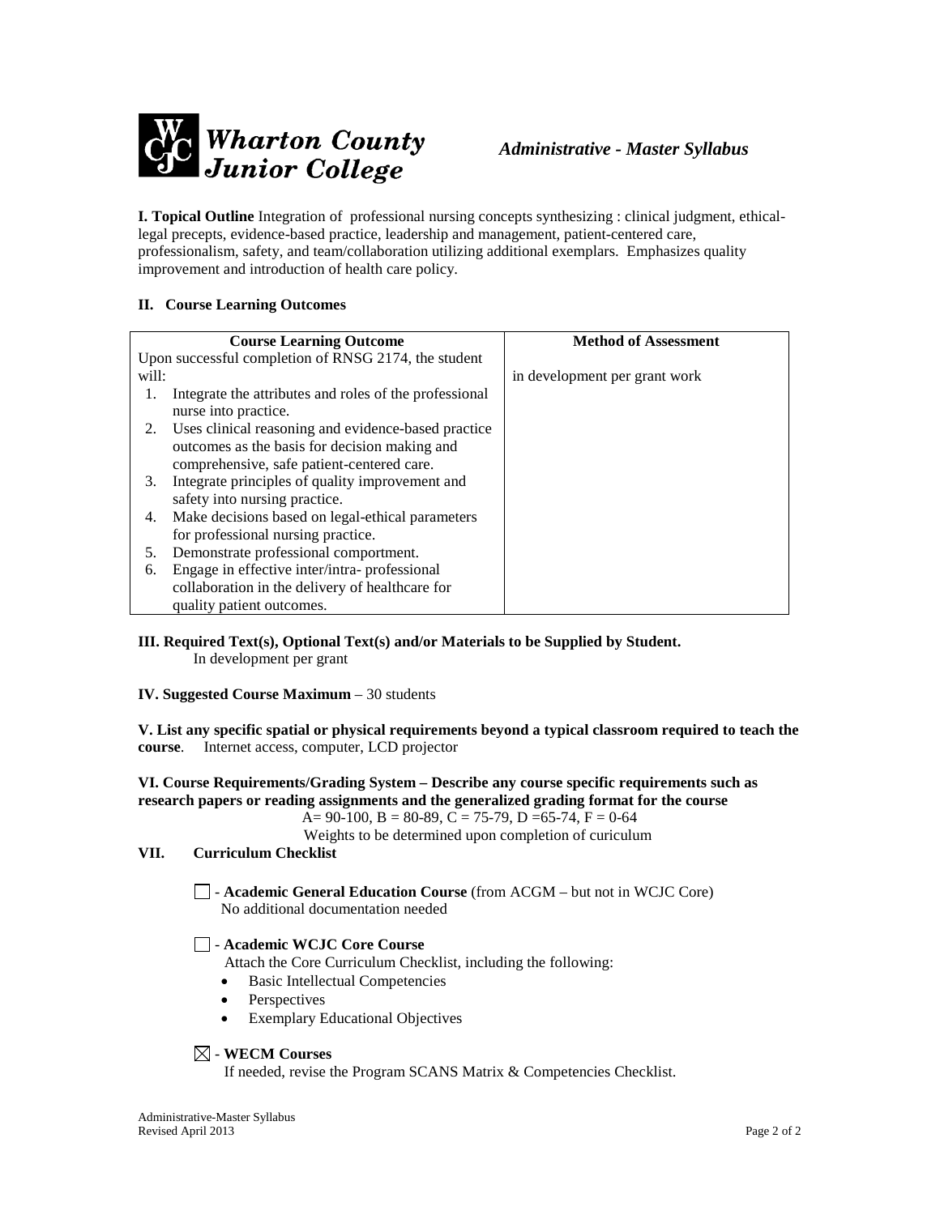**Wharton County Junior College** *Administrative - Master Syllabus*

**I. Topical Outline** Integration of professional nursing concepts synthesizing : clinical judgment, ethical-legal precepts, evidence-based practice, leadership and management, patient-centered care, professionalism, safety, and team/collaboration utilizing additional exemplars. Emphasizes quality improvement and introduction of health care policy.

**II. Course Learning Outcomes**

| Course Learning Outcome | Method of Assessment |
|---|---|
| Upon successful completion of RNSG 2174, the student will:<br>1. Integrate the attributes and roles of the professional nurse into practice.<br>2. Uses clinical reasoning and evidence-based practice outcomes as the basis for decision making and comprehensive, safe patient-centered care.<br>3. Integrate principles of quality improvement and safety into nursing practice.<br>4. Make decisions based on legal-ethical parameters for professional nursing practice.<br>5. Demonstrate professional comportment.<br>6. Engage in effective inter/intra- professional collaboration in the delivery of healthcare for quality patient outcomes. | in development per grant work |

**III. Required Text(s), Optional Text(s) and/or Materials to be Supplied by Student.**
In development per grant

**IV. Suggested Course Maximum** – 30 students

**V. List any specific spatial or physical requirements beyond a typical classroom required to teach the course**. Internet access, computer, LCD projector

**VI. Course Requirements/Grading System – Describe any course specific requirements such as research papers or reading assignments and the generalized grading format for the course**

A= 90-100, B = 80-89, C = 75-79, D =65-74, F = 0-64

Weights to be determined upon completion of curiculum

**VII. Curriculum Checklist**

☐ - **Academic General Education Course** (from ACGM – but not in WCJC Core)
No additional documentation needed

☐ - **Academic WCJC Core Course**
Attach the Core Curriculum Checklist, including the following:

- Basic Intellectual Competencies
- Perspectives
- Exemplary Educational Objectives

☒ - **WECM Courses**
If needed, revise the Program SCANS Matrix & Competencies Checklist.

Administrative-Master Syllabus
Revised April 2013